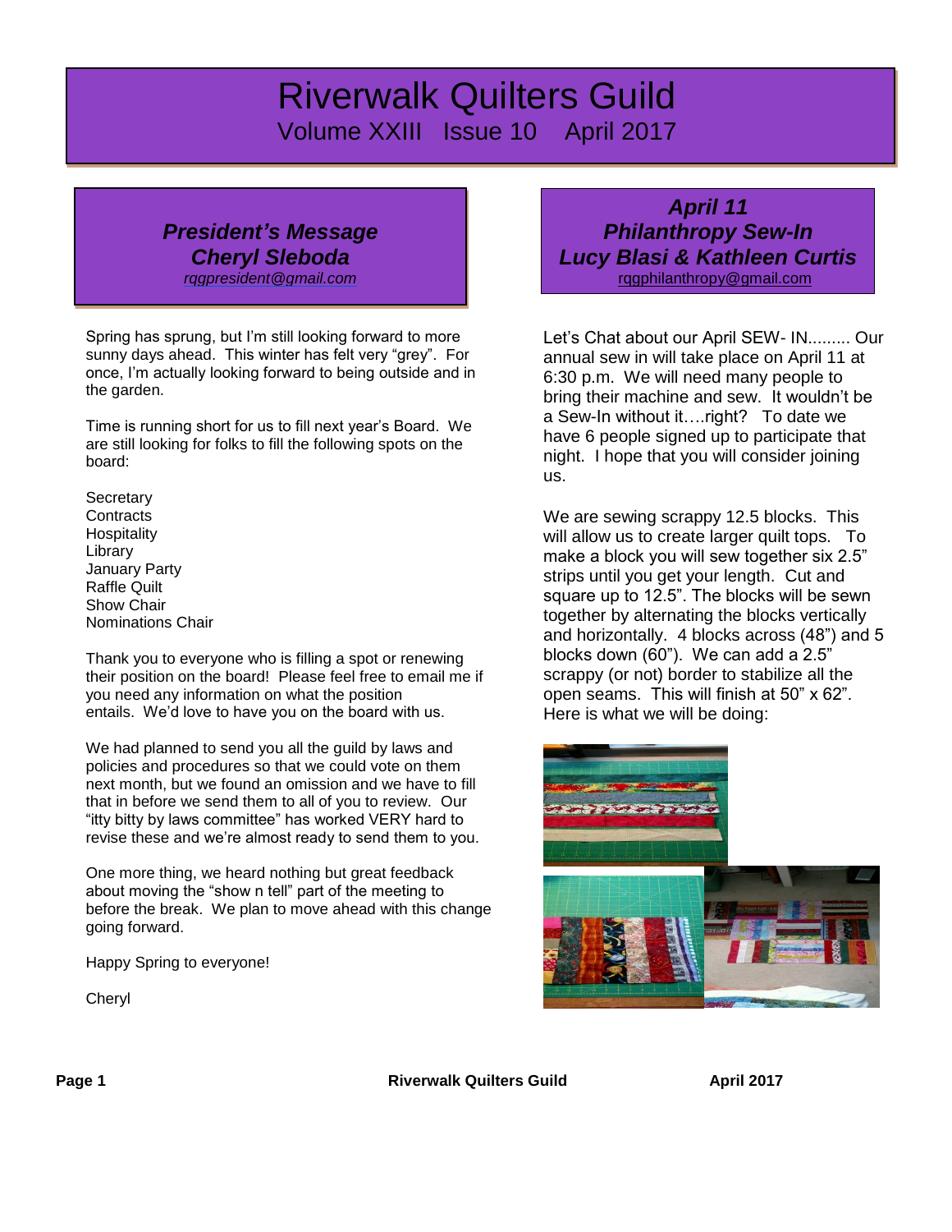# Riverwalk Quilters Guild

Volume XXIII Issue 10 April 2017

## *President's Message*
## *Cheryl Sleboda*

*rqgpresident@gmail.com*

Spring has sprung, but I'm still looking forward to more sunny days ahead. This winter has felt very "grey". For once, I'm actually looking forward to being outside and in the garden.

Time is running short for us to fill next year's Board. We are still looking for folks to fill the following spots on the board:

Secretary
Contracts
Hospitality
Library
January Party
Raffle Quilt
Show Chair
Nominations Chair

Thank you to everyone who is filling a spot or renewing their position on the board! Please feel free to email me if you need any information on what the position entails. We'd love to have you on the board with us.

We had planned to send you all the guild by laws and policies and procedures so that we could vote on them next month, but we found an omission and we have to fill that in before we send them to all of you to review. Our "itty bitty by laws committee" has worked VERY hard to revise these and we're almost ready to send them to you.

One more thing, we heard nothing but great feedback about moving the "show n tell" part of the meeting to before the break. We plan to move ahead with this change going forward.

Happy Spring to everyone!

Cheryl

## *April 11*
## *Philanthropy Sew-In*
## *Lucy Blasi & Kathleen Curtis*

rqgphilanthropy@gmail.com

Let's Chat about our April SEW- IN......... Our annual sew in will take place on April 11 at 6:30 p.m. We will need many people to bring their machine and sew. It wouldn't be a Sew-In without it….right? To date we have 6 people signed up to participate that night. I hope that you will consider joining us.

We are sewing scrappy 12.5 blocks. This will allow us to create larger quilt tops. To make a block you will sew together six 2.5" strips until you get your length. Cut and square up to 12.5". The blocks will be sewn together by alternating the blocks vertically and horizontally. 4 blocks across (48") and 5 blocks down (60"). We can add a 2.5" scrappy (or not) border to stabilize all the open seams. This will finish at 50" x 62". Here is what we will be doing: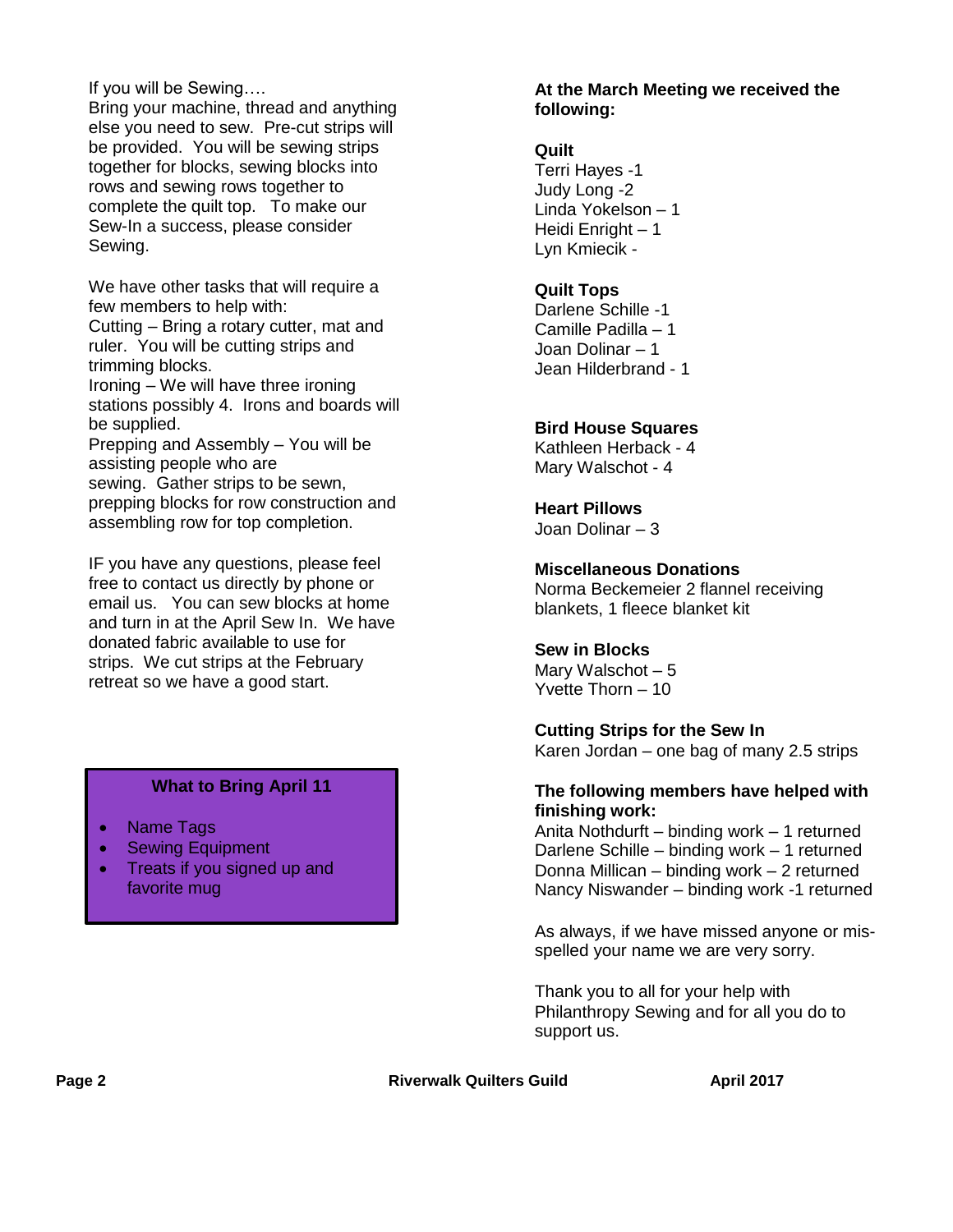If you will be Sewing….
Bring your machine, thread and anything else you need to sew. Pre-cut strips will be provided. You will be sewing strips together for blocks, sewing blocks into rows and sewing rows together to complete the quilt top. To make our Sew-In a success, please consider Sewing.

We have other tasks that will require a few members to help with:
Cutting – Bring a rotary cutter, mat and ruler. You will be cutting strips and trimming blocks.
Ironing – We will have three ironing stations possibly 4. Irons and boards will be supplied.
Prepping and Assembly – You will be assisting people who are sewing. Gather strips to be sewn, prepping blocks for row construction and assembling row for top completion.

IF you have any questions, please feel free to contact us directly by phone or email us. You can sew blocks at home and turn in at the April Sew In. We have donated fabric available to use for strips. We cut strips at the February retreat so we have a good start.

**What to Bring April 11**

- Name Tags
- Sewing Equipment
- Treats if you signed up and favorite mug

**At the March Meeting we received the following:**

**Quilt**
Terri Hayes -1
Judy Long -2
Linda Yokelson – 1
Heidi Enright – 1
Lyn Kmiecik -

**Quilt Tops**
Darlene Schille -1
Camille Padilla – 1
Joan Dolinar – 1
Jean Hilderbrand - 1

**Bird House Squares**
Kathleen Herback - 4
Mary Walschot - 4

**Heart Pillows**
Joan Dolinar – 3

**Miscellaneous Donations**
Norma Beckemeier 2 flannel receiving blankets, 1 fleece blanket kit

**Sew in Blocks**
Mary Walschot – 5
Yvette Thorn – 10

**Cutting Strips for the Sew In**
Karen Jordan – one bag of many 2.5 strips

**The following members have helped with finishing work:**
Anita Nothdurft – binding work – 1 returned
Darlene Schille – binding work – 1 returned
Donna Millican – binding work – 2 returned
Nancy Niswander – binding work -1 returned

As always, if we have missed anyone or mis-spelled your name we are very sorry.

Thank you to all for your help with Philanthropy Sewing and for all you do to support us.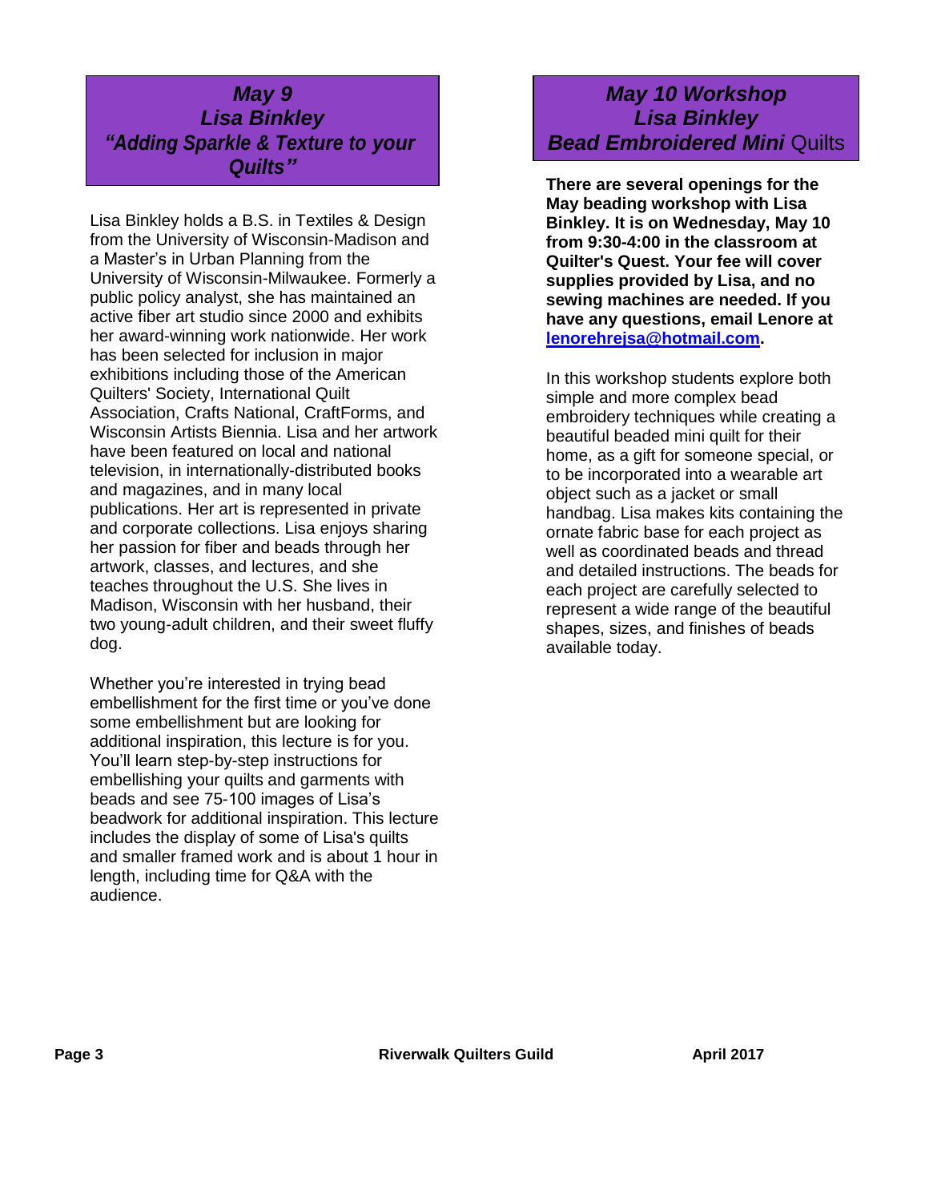## *May 9*
## *Lisa Binkley*
## *"Adding Sparkle & Texture to your Quilts"*

Lisa Binkley holds a B.S. in Textiles & Design from the University of Wisconsin-Madison and a Master's in Urban Planning from the University of Wisconsin-Milwaukee. Formerly a public policy analyst, she has maintained an active fiber art studio since 2000 and exhibits her award-winning work nationwide. Her work has been selected for inclusion in major exhibitions including those of the American Quilters' Society, International Quilt Association, Crafts National, CraftForms, and Wisconsin Artists Biennia. Lisa and her artwork have been featured on local and national television, in internationally-distributed books and magazines, and in many local publications. Her art is represented in private and corporate collections. Lisa enjoys sharing her passion for fiber and beads through her artwork, classes, and lectures, and she teaches throughout the U.S. She lives in Madison, Wisconsin with her husband, their two young-adult children, and their sweet fluffy dog.

Whether you're interested in trying bead embellishment for the first time or you've done some embellishment but are looking for additional inspiration, this lecture is for you. You'll learn step-by-step instructions for embellishing your quilts and garments with beads and see 75-100 images of Lisa's beadwork for additional inspiration. This lecture includes the display of some of Lisa's quilts and smaller framed work and is about 1 hour in length, including time for Q&A with the audience.

## *May 10 Workshop*
## *Lisa Binkley*
## *Bead Embroidered Mini* Quilts

**There are several openings for the May beading workshop with Lisa Binkley. It is on Wednesday, May 10 from 9:30-4:00 in the classroom at Quilter's Quest. Your fee will cover supplies provided by Lisa, and no sewing machines are needed. If you have any questions, email Lenore at lenorehrejsa@hotmail.com.**

In this workshop students explore both simple and more complex bead embroidery techniques while creating a beautiful beaded mini quilt for their home, as a gift for someone special, or to be incorporated into a wearable art object such as a jacket or small handbag. Lisa makes kits containing the ornate fabric base for each project as well as coordinated beads and thread and detailed instructions. The beads for each project are carefully selected to represent a wide range of the beautiful shapes, sizes, and finishes of beads available today.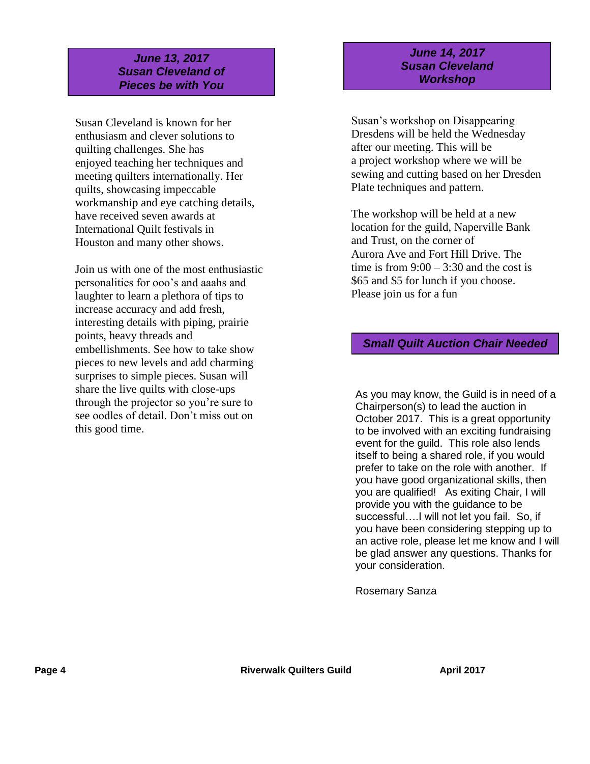## *June 13, 2017 Susan Cleveland of Pieces be with You*

Susan Cleveland is known for her enthusiasm and clever solutions to quilting challenges. She has enjoyed teaching her techniques and meeting quilters internationally. Her quilts, showcasing impeccable workmanship and eye catching details, have received seven awards at International Quilt festivals in Houston and many other shows.

Join us with one of the most enthusiastic personalities for ooo's and aaahs and laughter to learn a plethora of tips to increase accuracy and add fresh, interesting details with piping, prairie points, heavy threads and embellishments. See how to take show pieces to new levels and add charming surprises to simple pieces. Susan will share the live quilts with close-ups through the projector so you're sure to see oodles of detail. Don't miss out on this good time.

## *June 14, 2017 Susan Cleveland Workshop*

Susan's workshop on Disappearing Dresdens will be held the Wednesday after our meeting. This will be a project workshop where we will be sewing and cutting based on her Dresden Plate techniques and pattern.

The workshop will be held at a new location for the guild, Naperville Bank and Trust, on the corner of Aurora Ave and Fort Hill Drive. The time is from 9:00 – 3:30 and the cost is $65 and $5 for lunch if you choose. Please join us for a fun

## *Small Quilt Auction Chair Needed*

As you may know, the Guild is in need of a Chairperson(s) to lead the auction in October 2017. This is a great opportunity to be involved with an exciting fundraising event for the guild. This role also lends itself to being a shared role, if you would prefer to take on the role with another. If you have good organizational skills, then you are qualified! As exiting Chair, I will provide you with the guidance to be successful….I will not let you fail. So, if you have been considering stepping up to an active role, please let me know and I will be glad answer any questions. Thanks for your consideration.

Rosemary Sanza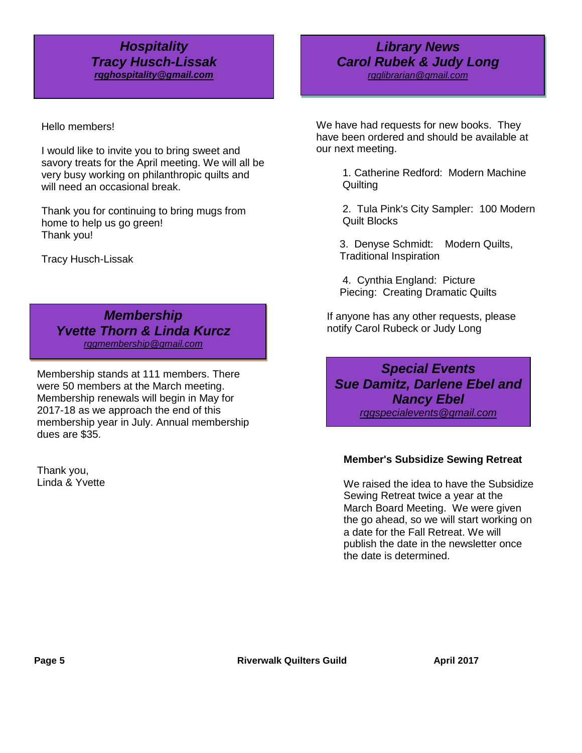## *Hospitality*
## *Tracy Husch-Lissak*
***rqghospitality@gmail.com***

Hello members!

I would like to invite you to bring sweet and savory treats for the April meeting. We will all be very busy working on philanthropic quilts and will need an occasional break.

Thank you for continuing to bring mugs from home to help us go green!
Thank you!

Tracy Husch-Lissak

## *Membership*
## *Yvette Thorn & Linda Kurcz*
*rqgmembership@gmail.com*

Membership stands at 111 members. There were 50 members at the March meeting. Membership renewals will begin in May for 2017-18 as we approach the end of this membership year in July. Annual membership dues are $35.

Thank you,
Linda & Yvette

## *Library News*
## *Carol Rubek & Judy Long*
*rqglibrarian@gmail.com*

We have had requests for new books. They have been ordered and should be available at our next meeting.

1. Catherine Redford: Modern Machine Quilting
2. Tula Pink's City Sampler: 100 Modern Quilt Blocks
3. Denyse Schmidt: Modern Quilts, Traditional Inspiration
4. Cynthia England: Picture Piecing: Creating Dramatic Quilts

If anyone has any other requests, please notify Carol Rubeck or Judy Long

## *Special Events*
## *Sue Damitz, Darlene Ebel and Nancy Ebel*
*rqgspecialevents@gmail.com*

**Member's Subsidize Sewing Retreat**

We raised the idea to have the Subsidize Sewing Retreat twice a year at the March Board Meeting. We were given the go ahead, so we will start working on a date for the Fall Retreat. We will publish the date in the newsletter once the date is determined.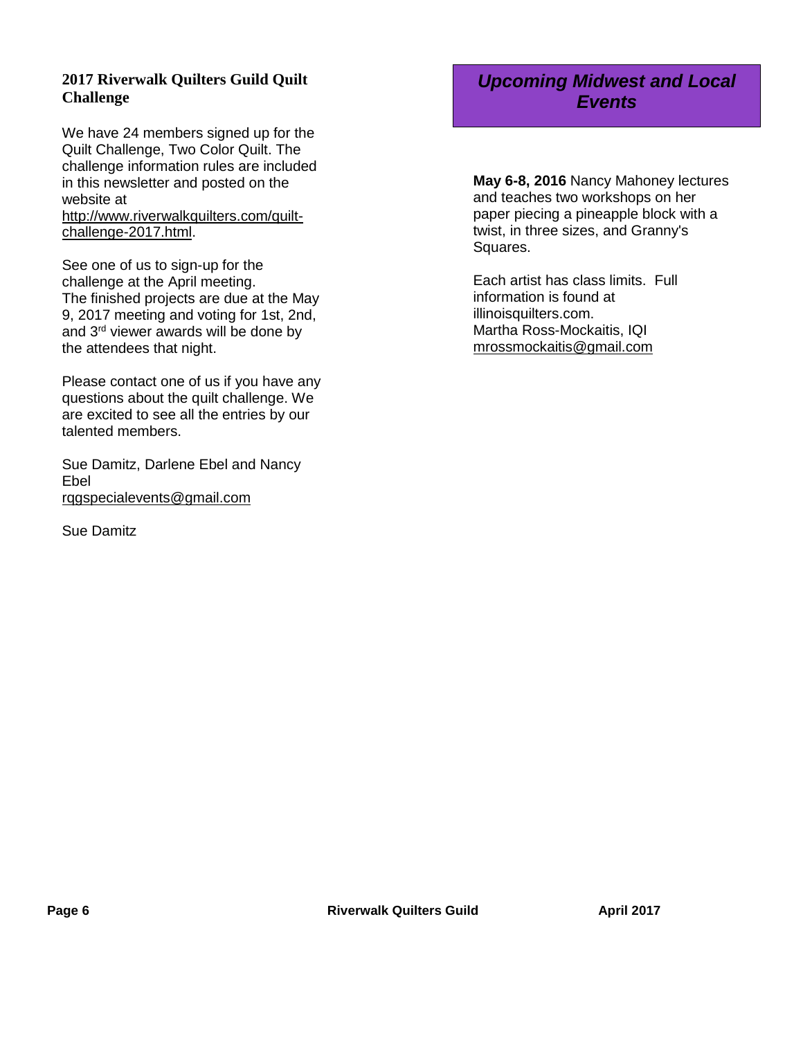## 2017 Riverwalk Quilters Guild Quilt Challenge

We have 24 members signed up for the Quilt Challenge, Two Color Quilt. The challenge information rules are included in this newsletter and posted on the website at http://www.riverwalkquilters.com/quilt-challenge-2017.html.

See one of us to sign-up for the challenge at the April meeting. The finished projects are due at the May 9, 2017 meeting and voting for 1st, 2nd, and 3rd viewer awards will be done by the attendees that night.

Please contact one of us if you have any questions about the quilt challenge. We are excited to see all the entries by our talented members.

Sue Damitz, Darlene Ebel and Nancy Ebel
rqgspecialevents@gmail.com

Sue Damitz

## *Upcoming Midwest and Local Events*

**May 6-8, 2016** Nancy Mahoney lectures and teaches two workshops on her paper piecing a pineapple block with a twist, in three sizes, and Granny's Squares.

Each artist has class limits. Full information is found at illinoisquilters.com.
Martha Ross-Mockaitis, IQI
mrossmockaitis@gmail.com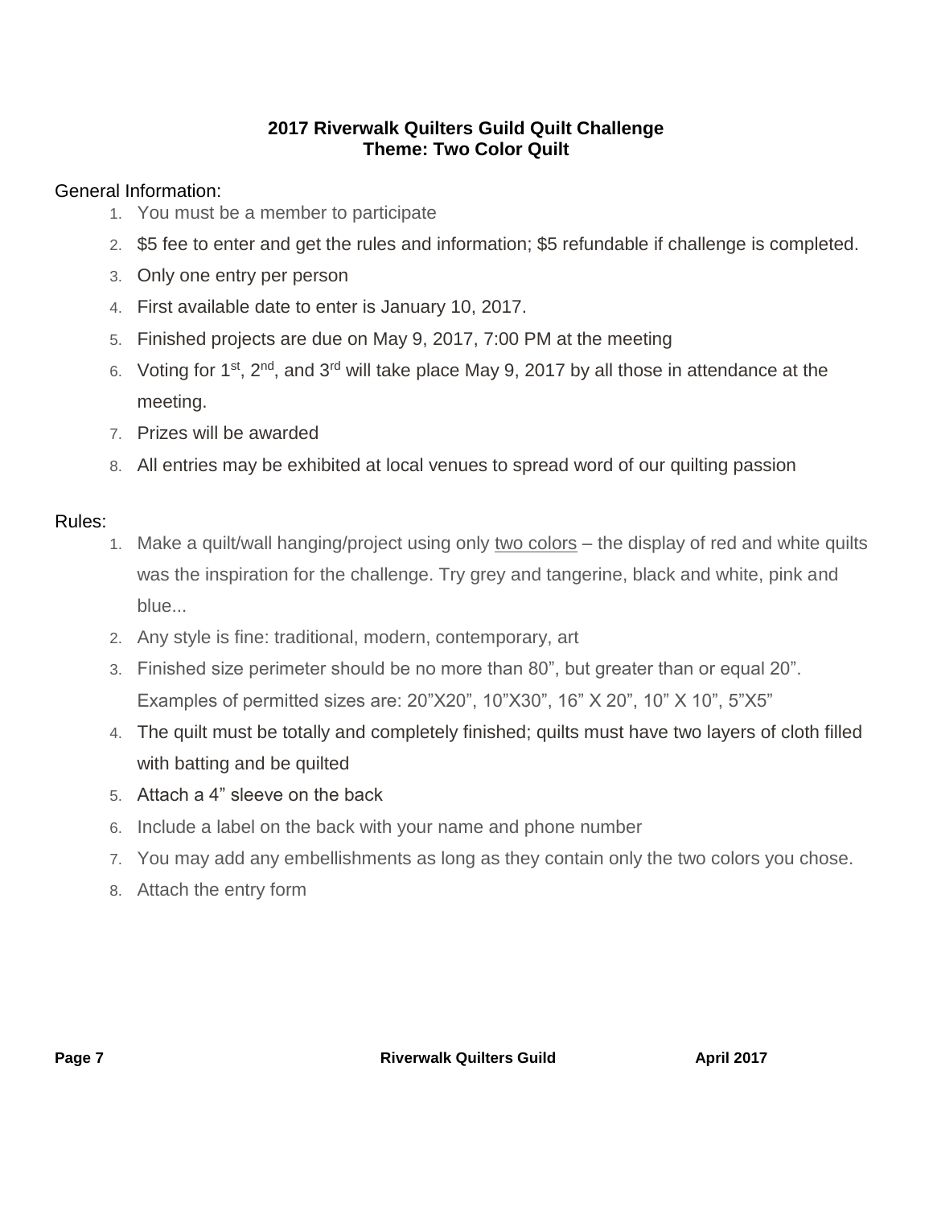## 2017 Riverwalk Quilters Guild Quilt Challenge
## Theme: Two Color Quilt

General Information:

1. You must be a member to participate
2. $5 fee to enter and get the rules and information; $5 refundable if challenge is completed.
3. Only one entry per person
4. First available date to enter is January 10, 2017.
5. Finished projects are due on May 9, 2017, 7:00 PM at the meeting
6. Voting for 1st, 2nd, and 3rd will take place May 9, 2017 by all those in attendance at the meeting.
7. Prizes will be awarded
8. All entries may be exhibited at local venues to spread word of our quilting passion

Rules:

1. Make a quilt/wall hanging/project using only <u>two colors</u> – the display of red and white quilts was the inspiration for the challenge. Try grey and tangerine, black and white, pink and blue...
2. Any style is fine: traditional, modern, contemporary, art
3. Finished size perimeter should be no more than 80”, but greater than or equal 20”. Examples of permitted sizes are: 20”X20”, 10”X30”, 16” X 20”, 10” X 10”, 5”X5”
4. The quilt must be totally and completely finished; quilts must have two layers of cloth filled with batting and be quilted
5. Attach a 4” sleeve on the back
6. Include a label on the back with your name and phone number
7. You may add any embellishments as long as they contain only the two colors you chose.
8. Attach the entry form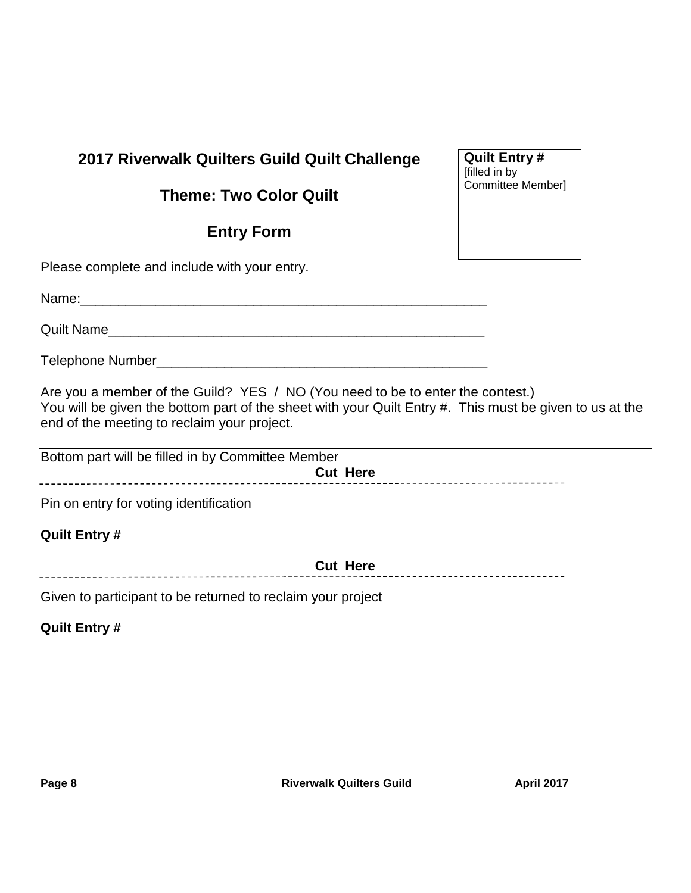## 2017 Riverwalk Quilters Guild Quilt Challenge

## Theme: Two Color Quilt

## Entry Form

**Quilt Entry #**
[filled in by Committee Member]

Please complete and include with your entry.

Name:_______________________________________________________

Quilt Name___________________________________________________

Telephone Number_____________________________________________

Are you a member of the Guild? YES / NO (You need to be to enter the contest.)
You will be given the bottom part of the sheet with your Quilt Entry #. This must be given to us at the end of the meeting to reclaim your project.

---

Bottom part will be filled in by Committee Member

**Cut Here**

- - - - - - - - - - - - - - - - - - - - - - - - - - - - - - - - - - - - - - - -

Pin on entry for voting identification

**Quilt Entry #**

**Cut Here**

- - - - - - - - - - - - - - - - - - - - - - - - - - - - - - - - - - - - - - - -

Given to participant to be returned to reclaim your project

**Quilt Entry #**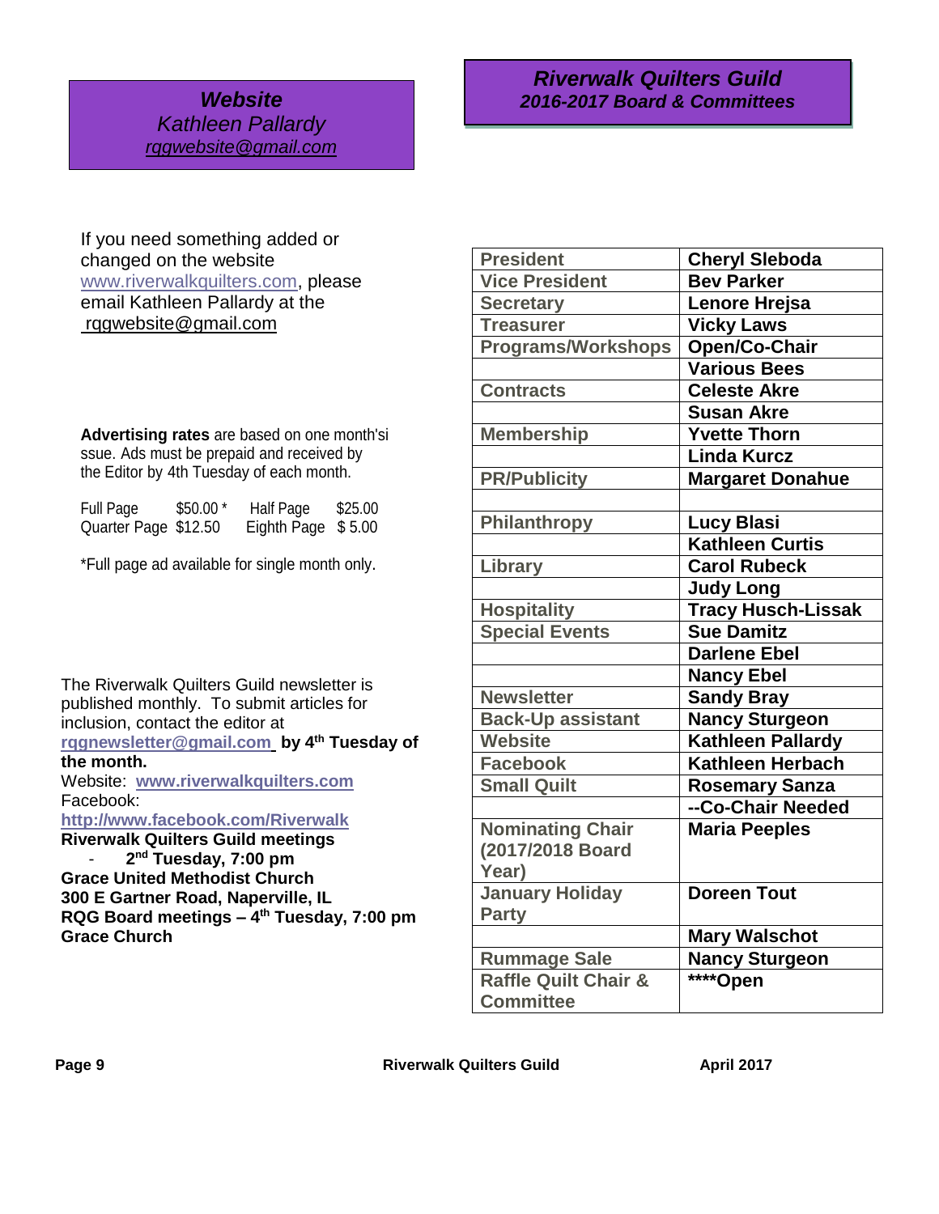### *Website*
*Kathleen Pallardy*
*rqgwebsite@gmail.com*

If you need something added or changed on the website www.riverwalkquilters.com, please email Kathleen Pallardy at the rqgwebsite@gmail.com

**Advertising rates** are based on one month'si ssue. Ads must be prepaid and received by the Editor by 4th Tuesday of each month.

| | | | |
|---|---|---|---|
| Full Page | $50.00 * | Half Page | $25.00 |
| Quarter Page | $12.50 | Eighth Page | $ 5.00 |

*Full page ad available for single month only.

The Riverwalk Quilters Guild newsletter is published monthly. To submit articles for inclusion, contact the editor at **rqgnewsletter@gmail.com by 4th Tuesday of the month.**
Website: **www.riverwalkquilters.com**
Facebook: **http://www.facebook.com/Riverwalk**
**Riverwalk Quilters Guild meetings**
- **2nd Tuesday, 7:00 pm**

**Grace United Methodist Church**
**300 E Gartner Road, Naperville, IL**
**RQG Board meetings – 4th Tuesday, 7:00 pm**
**Grace Church**

## *Riverwalk Quilters Guild*
### *2016-2017 Board & Committees*

| | |
|---|---|
| **President** | **Cheryl Sleboda** |
| **Vice President** | **Bev Parker** |
| **Secretary** | **Lenore Hrejsa** |
| **Treasurer** | **Vicky Laws** |
| **Programs/Workshops** | **Open/Co-Chair** |
| | **Various Bees** |
| **Contracts** | **Celeste Akre** |
| | **Susan Akre** |
| **Membership** | **Yvette Thorn** |
| | **Linda Kurcz** |
| **PR/Publicity** | **Margaret Donahue** |
| | |
| **Philanthropy** | **Lucy Blasi** |
| | **Kathleen Curtis** |
| **Library** | **Carol Rubeck** |
| | **Judy Long** |
| **Hospitality** | **Tracy Husch-Lissak** |
| **Special Events** | **Sue Damitz** |
| | **Darlene Ebel** |
| | **Nancy Ebel** |
| **Newsletter** | **Sandy Bray** |
| **Back-Up assistant** | **Nancy Sturgeon** |
| **Website** | **Kathleen Pallardy** |
| **Facebook** | **Kathleen Herbach** |
| **Small Quilt** | **Rosemary Sanza** |
| | **--Co-Chair Needed** |
| **Nominating Chair (2017/2018 Board Year)** | **Maria Peeples** |
| **January Holiday Party** | **Doreen Tout** |
| | **Mary Walschot** |
| **Rummage Sale** | **Nancy Sturgeon** |
| **Raffle Quilt Chair & Committee** | **\*\*\*\*Open** |